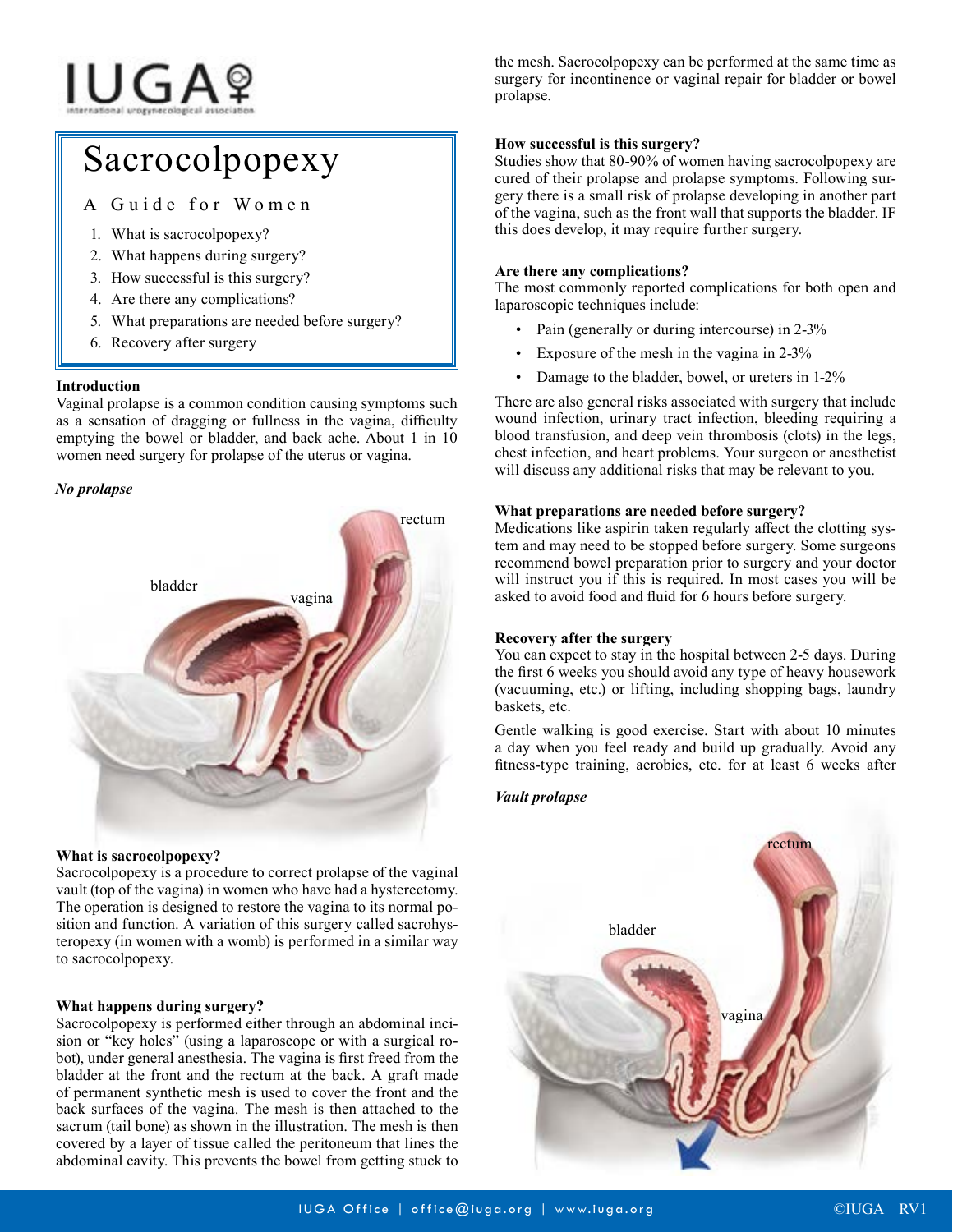# Sacrocolpopexy

## A Guide for Women

1. What is sacrocolpopexy?
2. What happens during surgery?
3. How successful is this surgery?
4. Are there any complications?
5. What preparations are needed before surgery?
6. Recovery after surgery

### Introduction

Vaginal prolapse is a common condition causing symptoms such as a sensation of dragging or fullness in the vagina, difficulty emptying the bowel or bladder, and back ache. About 1 in 10 women need surgery for prolapse of the uterus or vagina.

***No prolapse***

### What is sacrocolpopexy?

Sacrocolpopexy is a procedure to correct prolapse of the vaginal vault (top of the vagina) in women who have had a hysterectomy. The operation is designed to restore the vagina to its normal position and function. A variation of this surgery called sacrohysteropexy (in women with a womb) is performed in a similar way to sacrocolpopexy.

### What happens during surgery?

Sacrocolpopexy is performed either through an abdominal incision or "key holes" (using a laparoscope or with a surgical robot), under general anesthesia. The vagina is first freed from the bladder at the front and the rectum at the back. A graft made of permanent synthetic mesh is used to cover the front and the back surfaces of the vagina. The mesh is then attached to the sacrum (tail bone) as shown in the illustration. The mesh is then covered by a layer of tissue called the peritoneum that lines the abdominal cavity. This prevents the bowel from getting stuck to the mesh. Sacrocolpopexy can be performed at the same time as surgery for incontinence or vaginal repair for bladder or bowel prolapse.

### How successful is this surgery?

Studies show that 80-90% of women having sacrocolpopexy are cured of their prolapse and prolapse symptoms. Following surgery there is a small risk of prolapse developing in another part of the vagina, such as the front wall that supports the bladder. IF this does develop, it may require further surgery.

### Are there any complications?

The most commonly reported complications for both open and laparoscopic techniques include:

- Pain (generally or during intercourse) in 2-3%
- Exposure of the mesh in the vagina in 2-3%
- Damage to the bladder, bowel, or ureters in 1-2%

There are also general risks associated with surgery that include wound infection, urinary tract infection, bleeding requiring a blood transfusion, and deep vein thrombosis (clots) in the legs, chest infection, and heart problems. Your surgeon or anesthetist will discuss any additional risks that may be relevant to you.

### What preparations are needed before surgery?

Medications like aspirin taken regularly affect the clotting system and may need to be stopped before surgery. Some surgeons recommend bowel preparation prior to surgery and your doctor will instruct you if this is required. In most cases you will be asked to avoid food and fluid for 6 hours before surgery.

### Recovery after the surgery

You can expect to stay in the hospital between 2-5 days. During the first 6 weeks you should avoid any type of heavy housework (vacuuming, etc.) or lifting, including shopping bags, laundry baskets, etc.

Gentle walking is good exercise. Start with about 10 minutes a day when you feel ready and build up gradually. Avoid any fitness-type training, aerobics, etc. for at least 6 weeks after

***Vault prolapse***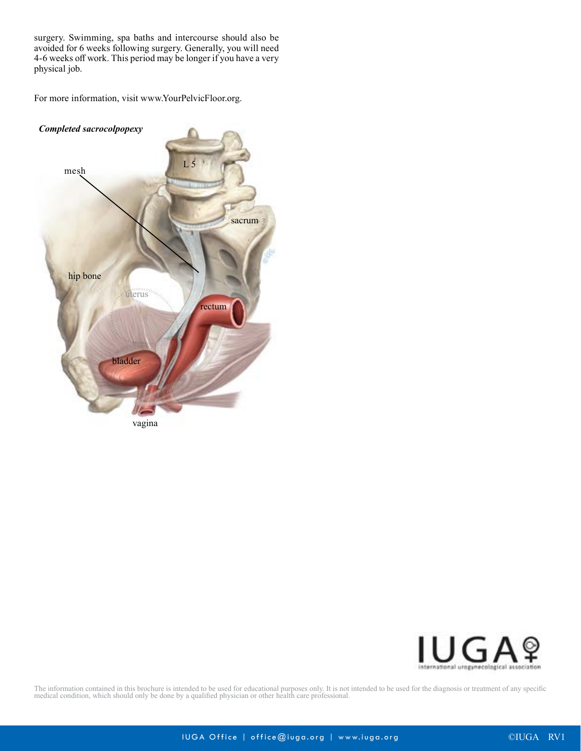surgery. Swimming, spa baths and intercourse should also be avoided for 6 weeks following surgery. Generally, you will need 4-6 weeks off work. This period may be longer if you have a very physical job.

For more information, visit www.YourPelvicFloor.org.

***Completed sacrocolpopexy***

mesh

L 5

sacrum

hip bone

uterus

rectum

bladder

vagina

The information contained in this brochure is intended to be used for educational purposes only. It is not intended to be used for the diagnosis or treatment of any specific medical condition, which should only be done by a qualified physician or other health care professional.

IUGA Office | office@iuga.org | www.iuga.org

©IUGA RV1